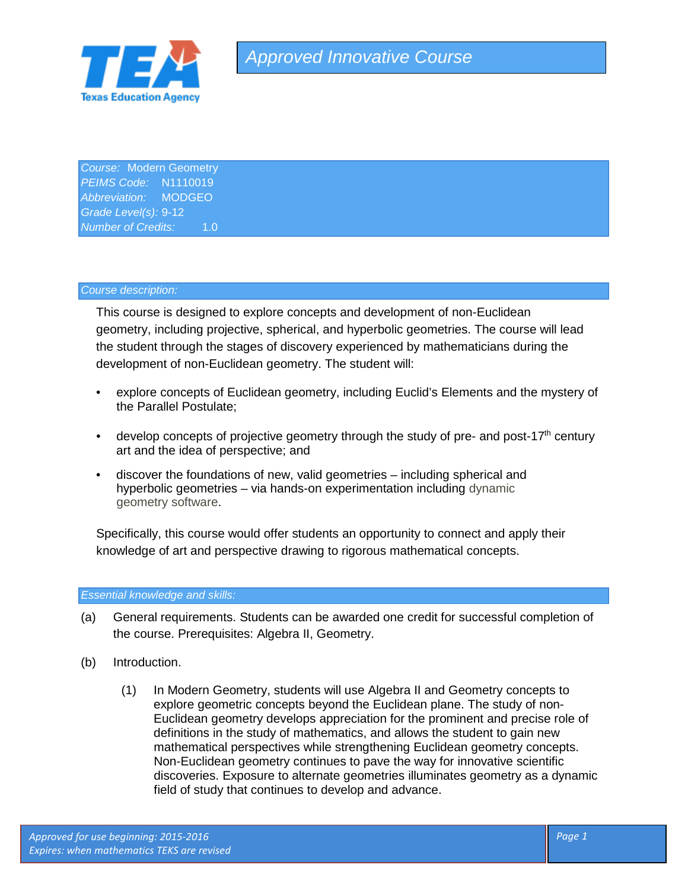# Approved Innovative Course

*Course:* Modern Geometry
*PEIMS Code:* N1110019
*Abbreviation:* MODGEO
*Grade Level(s):* 9-12
*Number of Credits:* 1.0

## *Course description:*

This course is designed to explore concepts and development of non-Euclidean geometry, including projective, spherical, and hyperbolic geometries. The course will lead the student through the stages of discovery experienced by mathematicians during the development of non-Euclidean geometry. The student will:

- explore concepts of Euclidean geometry, including Euclid's Elements and the mystery of the Parallel Postulate;
- develop concepts of projective geometry through the study of pre- and post-17th century art and the idea of perspective; and
- discover the foundations of new, valid geometries – including spherical and hyperbolic geometries – via hands-on experimentation including dynamic geometry software.

Specifically, this course would offer students an opportunity to connect and apply their knowledge of art and perspective drawing to rigorous mathematical concepts.

## *Essential knowledge and skills:*

(a) General requirements. Students can be awarded one credit for successful completion of the course. Prerequisites: Algebra II, Geometry.

(b) Introduction.

(1) In Modern Geometry, students will use Algebra II and Geometry concepts to explore geometric concepts beyond the Euclidean plane. The study of non-Euclidean geometry develops appreciation for the prominent and precise role of definitions in the study of mathematics, and allows the student to gain new mathematical perspectives while strengthening Euclidean geometry concepts. Non-Euclidean geometry continues to pave the way for innovative scientific discoveries. Exposure to alternate geometries illuminates geometry as a dynamic field of study that continues to develop and advance.

*Approved for use beginning: 2015-2016*
*Expires: when mathematics TEKS are revised*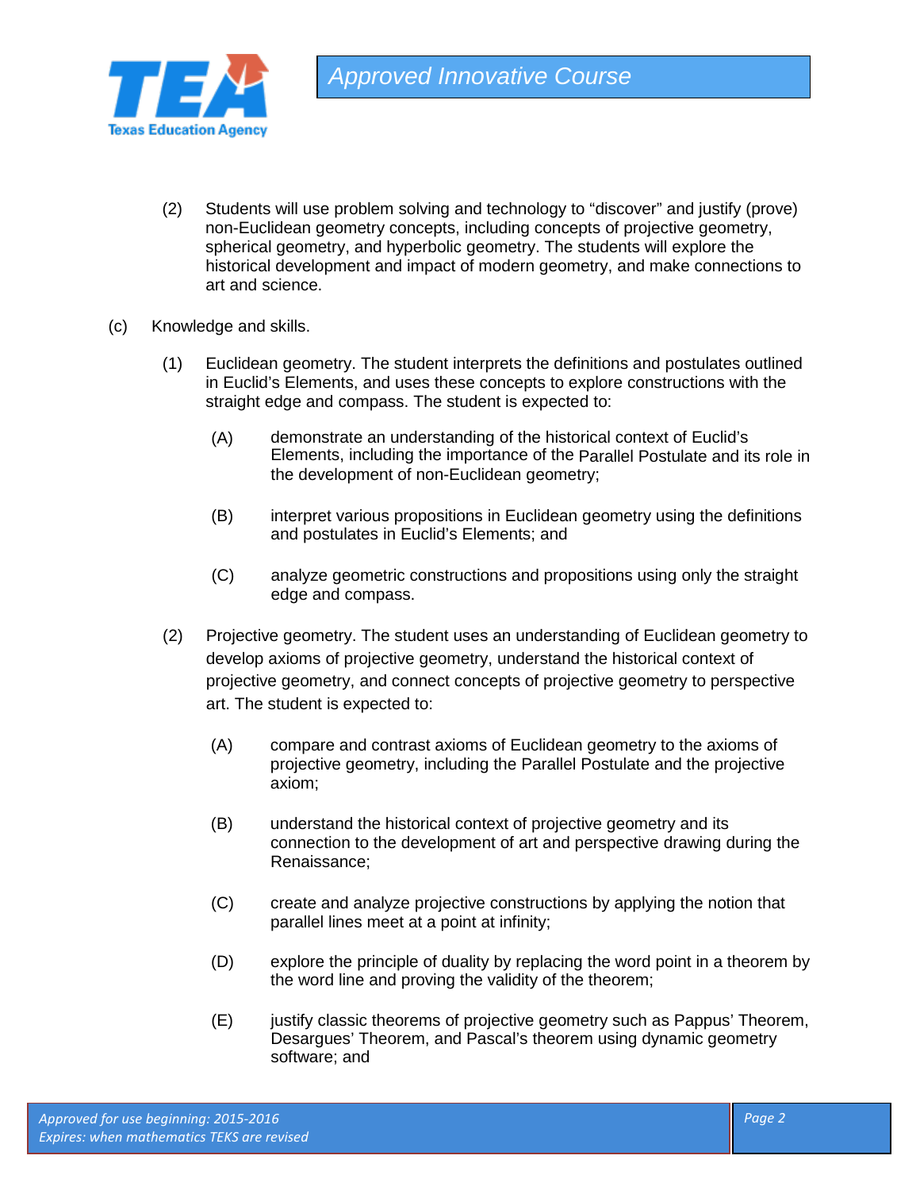(2) Students will use problem solving and technology to "discover" and justify (prove) non-Euclidean geometry concepts, including concepts of projective geometry, spherical geometry, and hyperbolic geometry. The students will explore the historical development and impact of modern geometry, and make connections to art and science.

(c) Knowledge and skills.

(1) Euclidean geometry. The student interprets the definitions and postulates outlined in Euclid's Elements, and uses these concepts to explore constructions with the straight edge and compass. The student is expected to:

(A) demonstrate an understanding of the historical context of Euclid's Elements, including the importance of the Parallel Postulate and its role in the development of non-Euclidean geometry;

(B) interpret various propositions in Euclidean geometry using the definitions and postulates in Euclid's Elements; and

(C) analyze geometric constructions and propositions using only the straight edge and compass.

(2) Projective geometry. The student uses an understanding of Euclidean geometry to develop axioms of projective geometry, understand the historical context of projective geometry, and connect concepts of projective geometry to perspective art. The student is expected to:

(A) compare and contrast axioms of Euclidean geometry to the axioms of projective geometry, including the Parallel Postulate and the projective axiom;

(B) understand the historical context of projective geometry and its connection to the development of art and perspective drawing during the Renaissance;

(C) create and analyze projective constructions by applying the notion that parallel lines meet at a point at infinity;

(D) explore the principle of duality by replacing the word point in a theorem by the word line and proving the validity of the theorem;

(E) justify classic theorems of projective geometry such as Pappus' Theorem, Desargues' Theorem, and Pascal's theorem using dynamic geometry software; and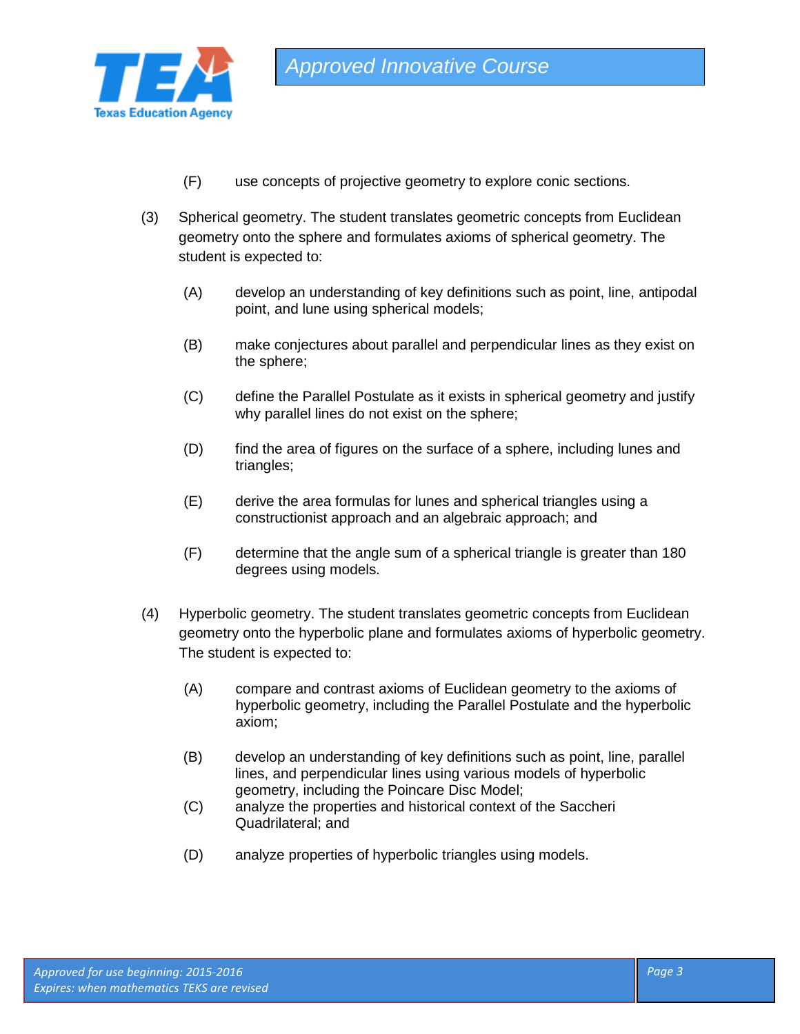(F) use concepts of projective geometry to explore conic sections.

(3) Spherical geometry. The student translates geometric concepts from Euclidean geometry onto the sphere and formulates axioms of spherical geometry. The student is expected to:

(A) develop an understanding of key definitions such as point, line, antipodal point, and lune using spherical models;

(B) make conjectures about parallel and perpendicular lines as they exist on the sphere;

(C) define the Parallel Postulate as it exists in spherical geometry and justify why parallel lines do not exist on the sphere;

(D) find the area of figures on the surface of a sphere, including lunes and triangles;

(E) derive the area formulas for lunes and spherical triangles using a constructionist approach and an algebraic approach; and

(F) determine that the angle sum of a spherical triangle is greater than 180 degrees using models.

(4) Hyperbolic geometry. The student translates geometric concepts from Euclidean geometry onto the hyperbolic plane and formulates axioms of hyperbolic geometry. The student is expected to:

(A) compare and contrast axioms of Euclidean geometry to the axioms of hyperbolic geometry, including the Parallel Postulate and the hyperbolic axiom;

(B) develop an understanding of key definitions such as point, line, parallel lines, and perpendicular lines using various models of hyperbolic geometry, including the Poincare Disc Model;

(C) analyze the properties and historical context of the Saccheri Quadrilateral; and

(D) analyze properties of hyperbolic triangles using models.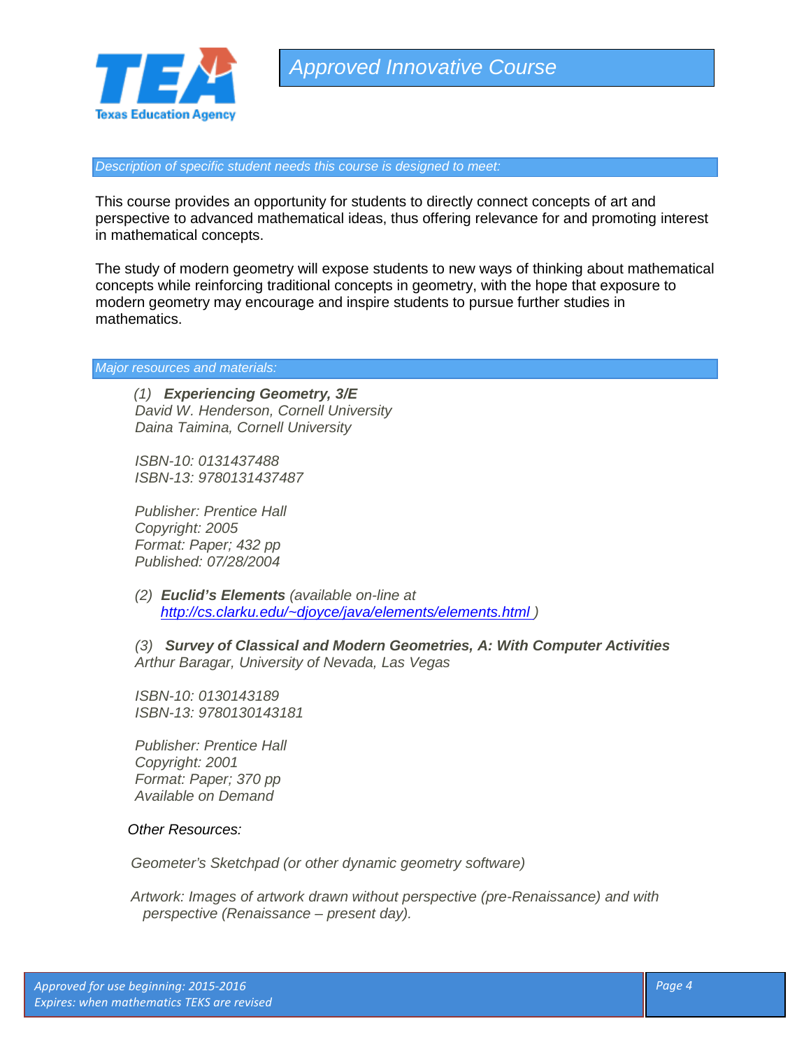*Description of specific student needs this course is designed to meet:*

This course provides an opportunity for students to directly connect concepts of art and perspective to advanced mathematical ideas, thus offering relevance for and promoting interest in mathematical concepts.

The study of modern geometry will expose students to new ways of thinking about mathematical concepts while reinforcing traditional concepts in geometry, with the hope that exposure to modern geometry may encourage and inspire students to pursue further studies in mathematics.

*Major resources and materials:*

*(1)* ***Experiencing Geometry, 3/E***
*David W. Henderson, Cornell University*
*Daina Taimina, Cornell University*

*ISBN-10: 0131437488*
*ISBN-13: 9780131437487*

*Publisher: Prentice Hall*
*Copyright: 2005*
*Format: Paper; 432 pp*
*Published: 07/28/2004*

*(2)* ***Euclid's Elements*** *(available on-line at [http://cs.clarku.edu/~djoyce/java/elements/elements.html](http://cs.clarku.edu/~djoyce/java/elements/elements.html) )*

*(3)* ***Survey of Classical and Modern Geometries, A: With Computer Activities***
*Arthur Baragar, University of Nevada, Las Vegas*

*ISBN-10: 0130143189*
*ISBN-13: 9780130143181*

*Publisher: Prentice Hall*
*Copyright: 2001*
*Format: Paper; 370 pp*
*Available on Demand*

*Other Resources:*

*Geometer's Sketchpad (or other dynamic geometry software)*

*Artwork: Images of artwork drawn without perspective (pre-Renaissance) and with perspective (Renaissance – present day).*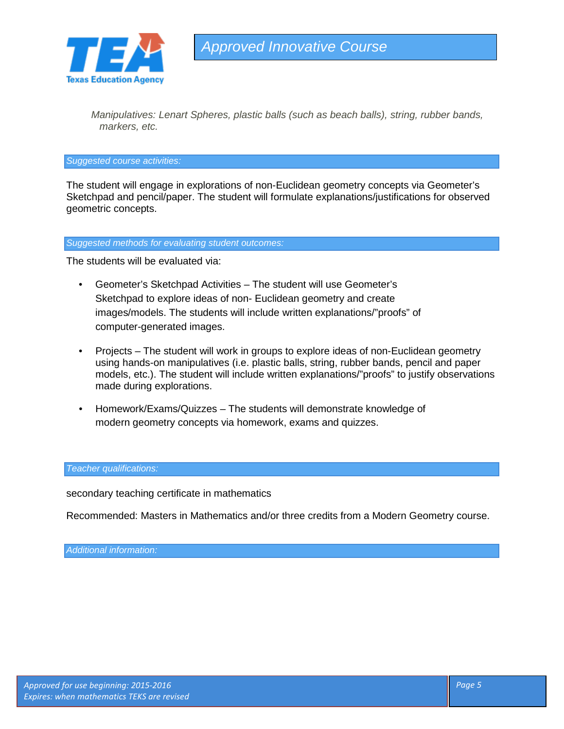*Manipulatives: Lenart Spheres, plastic balls (such as beach balls), string, rubber bands, markers, etc.*

### *Suggested course activities:*

The student will engage in explorations of non-Euclidean geometry concepts via Geometer's Sketchpad and pencil/paper. The student will formulate explanations/justifications for observed geometric concepts.

### *Suggested methods for evaluating student outcomes:*

The students will be evaluated via:

- Geometer's Sketchpad Activities – The student will use Geometer's Sketchpad to explore ideas of non- Euclidean geometry and create images/models. The students will include written explanations/"proofs" of computer-generated images.

- Projects – The student will work in groups to explore ideas of non-Euclidean geometry using hands-on manipulatives (i.e. plastic balls, string, rubber bands, pencil and paper models, etc.). The student will include written explanations/"proofs" to justify observations made during explorations.

- Homework/Exams/Quizzes – The students will demonstrate knowledge of modern geometry concepts via homework, exams and quizzes.

### *Teacher qualifications:*

secondary teaching certificate in mathematics

Recommended: Masters in Mathematics and/or three credits from a Modern Geometry course.

### *Additional information:*